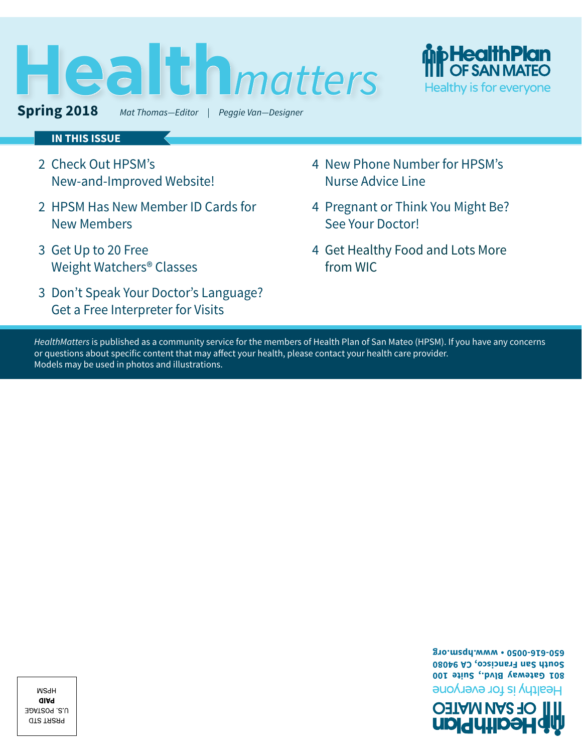# Health*matters*

**Spring 2018** *Mat Thomas—Editor* | *Peggie Van—Designer*

HealthPlan OF SAN MATEO
Healthy is for everyone

## IN THIS ISSUE

2 Check Out HPSM's New-and-Improved Website!

2 HPSM Has New Member ID Cards for New Members

3 Get Up to 20 Free Weight Watchers® Classes

3 Don't Speak Your Doctor's Language? Get a Free Interpreter for Visits

4 New Phone Number for HPSM's Nurse Advice Line

4 Pregnant or Think You Might Be? See Your Doctor!

4 Get Healthy Food and Lots More from WIC

*HealthMatters* is published as a community service for the members of Health Plan of San Mateo (HPSM). If you have any concerns or questions about specific content that may affect your health, please contact your health care provider. Models may be used in photos and illustrations.

PRSRT STD
U.S. POSTAGE
**PAID**
HPSM

HealthPlan OF SAN MATEO
Healthy is for everyone
801 Gateway Blvd., Suite 100
South San Francisco, CA 94080
650-616-0050 • www.hpsm.org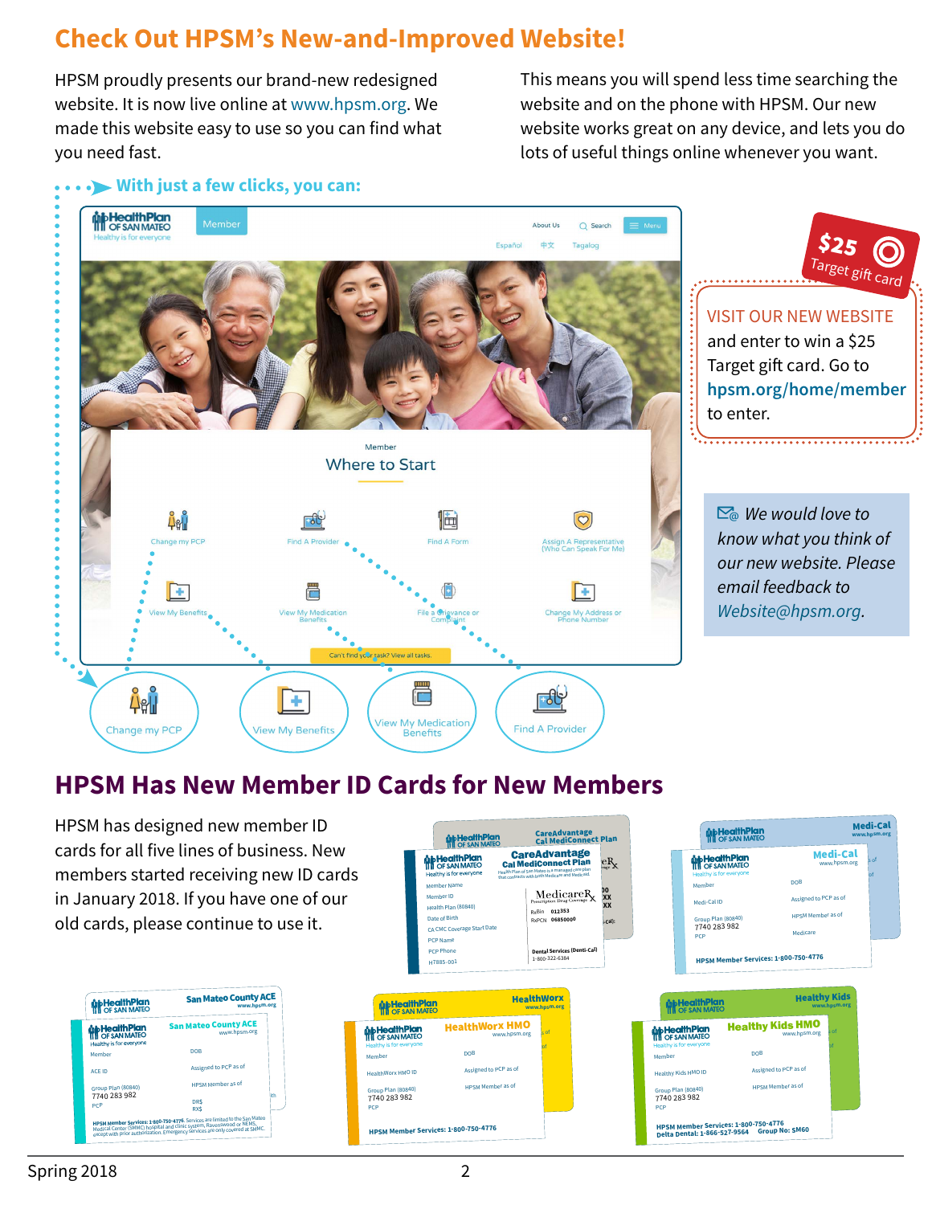# Check Out HPSM's New-and-Improved Website!

HPSM proudly presents our brand-new redesigned website. It is now live online at www.hpsm.org. We made this website easy to use so you can find what you need fast.

This means you will spend less time searching the website and on the phone with HPSM. Our new website works great on any device, and lets you do lots of useful things online whenever you want.

**With just a few clicks, you can:**

- Change my PCP
- View My Benefits
- View My Medication Benefits
- Find A Provider

**$25 Target gift card**

VISIT OUR NEW WEBSITE and enter to win a $25 Target gift card. Go to **hpsm.org/home/member** to enter.

*We would love to know what you think of our new website. Please email feedback to Website@hpsm.org.*

# HPSM Has New Member ID Cards for New Members

HPSM has designed new member ID cards for all five lines of business. New members started receiving new ID cards in January 2018. If you have one of our old cards, please continue to use it.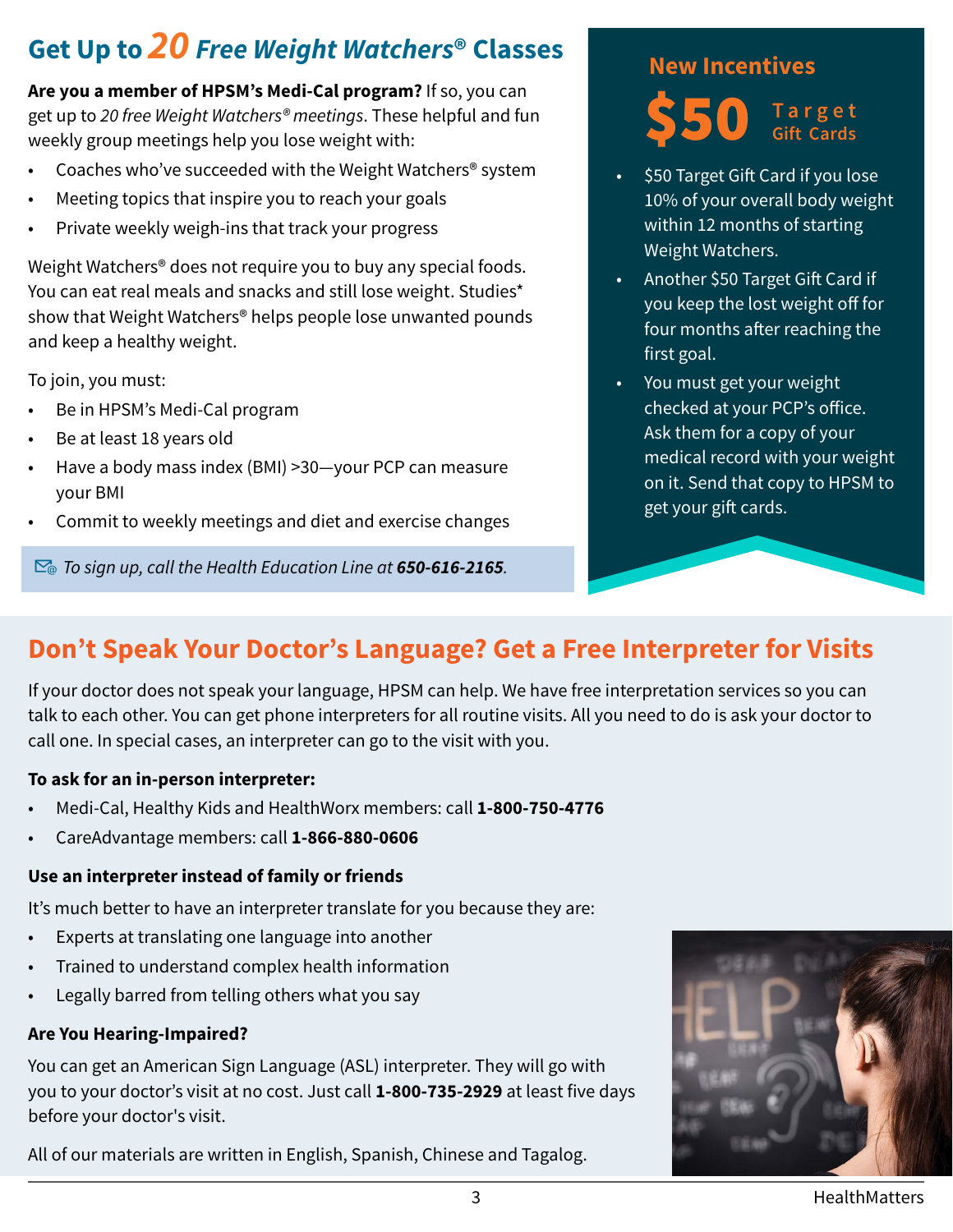## Get Up to *20* *Free Weight Watchers®* Classes

**Are you a member of HPSM's Medi-Cal program?** If so, you can get up to *20 free Weight Watchers® meetings*. These helpful and fun weekly group meetings help you lose weight with:

- Coaches who've succeeded with the Weight Watchers® system
- Meeting topics that inspire you to reach your goals
- Private weekly weigh-ins that track your progress

Weight Watchers® does not require you to buy any special foods. You can eat real meals and snacks and still lose weight. Studies* show that Weight Watchers® helps people lose unwanted pounds and keep a healthy weight.

To join, you must:

- Be in HPSM's Medi-Cal program
- Be at least 18 years old
- Have a body mass index (BMI) >30—your PCP can measure your BMI
- Commit to weekly meetings and diet and exercise changes

*To sign up, call the Health Education Line at* ***650-616-2165****.*

### New Incentives

**$50** Target Gift Cards

- $50 Target Gift Card if you lose 10% of your overall body weight within 12 months of starting Weight Watchers.
- Another $50 Target Gift Card if you keep the lost weight off for four months after reaching the first goal.
- You must get your weight checked at your PCP's office. Ask them for a copy of your medical record with your weight on it. Send that copy to HPSM to get your gift cards.

## Don't Speak Your Doctor's Language? Get a Free Interpreter for Visits

If your doctor does not speak your language, HPSM can help. We have free interpretation services so you can talk to each other. You can get phone interpreters for all routine visits. All you need to do is ask your doctor to call one. In special cases, an interpreter can go to the visit with you.

**To ask for an in-person interpreter:**

- Medi-Cal, Healthy Kids and HealthWorx members: call **1-800-750-4776**
- CareAdvantage members: call **1-866-880-0606**

**Use an interpreter instead of family or friends**

It's much better to have an interpreter translate for you because they are:

- Experts at translating one language into another
- Trained to understand complex health information
- Legally barred from telling others what you say

**Are You Hearing-Impaired?**

You can get an American Sign Language (ASL) interpreter. They will go with you to your doctor's visit at no cost. Just call **1-800-735-2929** at least five days before your doctor's visit.

All of our materials are written in English, Spanish, Chinese and Tagalog.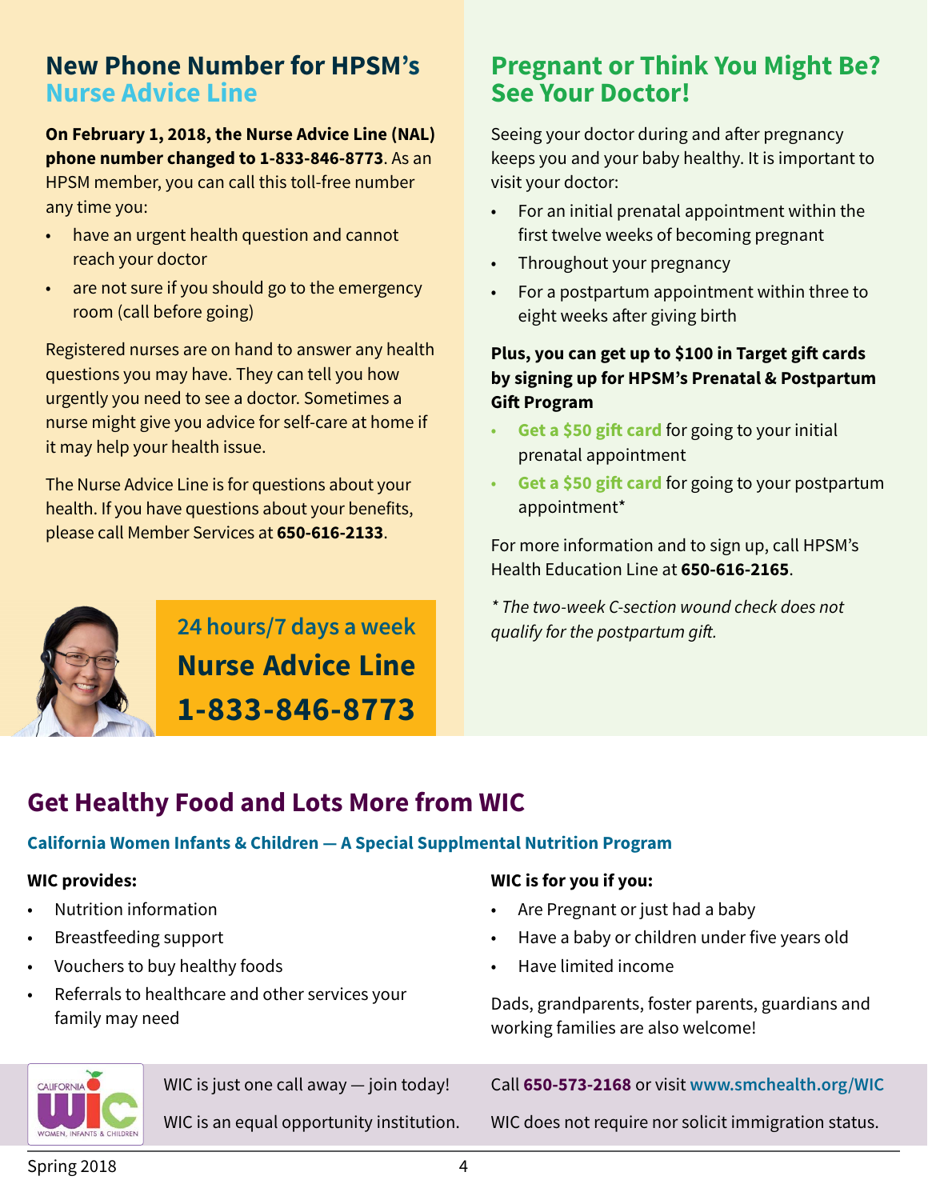## New Phone Number for HPSM's Nurse Advice Line

**On February 1, 2018, the Nurse Advice Line (NAL) phone number changed to 1-833-846-8773**. As an HPSM member, you can call this toll-free number any time you:

- have an urgent health question and cannot reach your doctor
- are not sure if you should go to the emergency room (call before going)

Registered nurses are on hand to answer any health questions you may have. They can tell you how urgently you need to see a doctor. Sometimes a nurse might give you advice for self-care at home if it may help your health issue.

The Nurse Advice Line is for questions about your health. If you have questions about your benefits, please call Member Services at **650-616-2133**.

**24 hours/7 days a week**
**Nurse Advice Line**
**1-833-846-8773**

## Pregnant or Think You Might Be? See Your Doctor!

Seeing your doctor during and after pregnancy keeps you and your baby healthy. It is important to visit your doctor:

- For an initial prenatal appointment within the first twelve weeks of becoming pregnant
- Throughout your pregnancy
- For a postpartum appointment within three to eight weeks after giving birth

**Plus, you can get up to $100 in Target gift cards by signing up for HPSM's Prenatal & Postpartum Gift Program**

- **Get a $50 gift card** for going to your initial prenatal appointment
- **Get a $50 gift card** for going to your postpartum appointment*

For more information and to sign up, call HPSM's Health Education Line at **650-616-2165**.

*\* The two-week C-section wound check does not qualify for the postpartum gift.*

## Get Healthy Food and Lots More from WIC

**California Women Infants & Children — A Special Supplmental Nutrition Program**

**WIC provides:**

- Nutrition information
- Breastfeeding support
- Vouchers to buy healthy foods
- Referrals to healthcare and other services your family may need

**WIC is for you if you:**

- Are Pregnant or just had a baby
- Have a baby or children under five years old
- Have limited income

Dads, grandparents, foster parents, guardians and working families are also welcome!

WIC is just one call away — join today!

Call **650-573-2168** or visit **www.smchealth.org/WIC**

WIC is an equal opportunity institution.

WIC does not require nor solicit immigration status.

Spring 2018